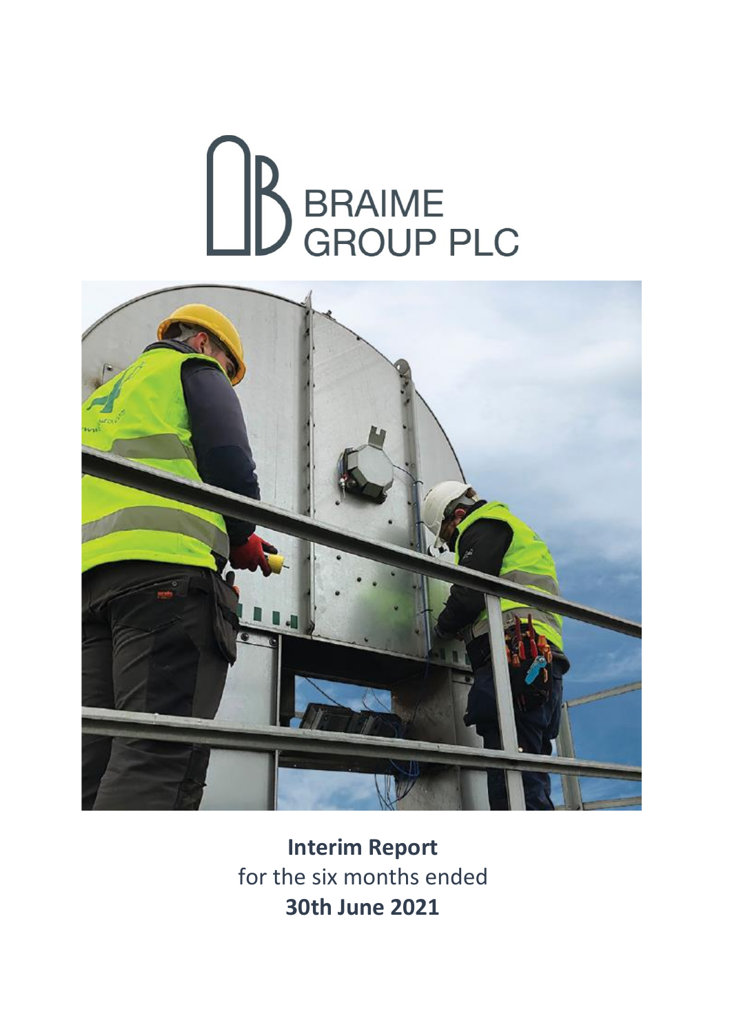# BRAIME GROUP PLC

**Interim Report**
for the six months ended
**30th June 2021**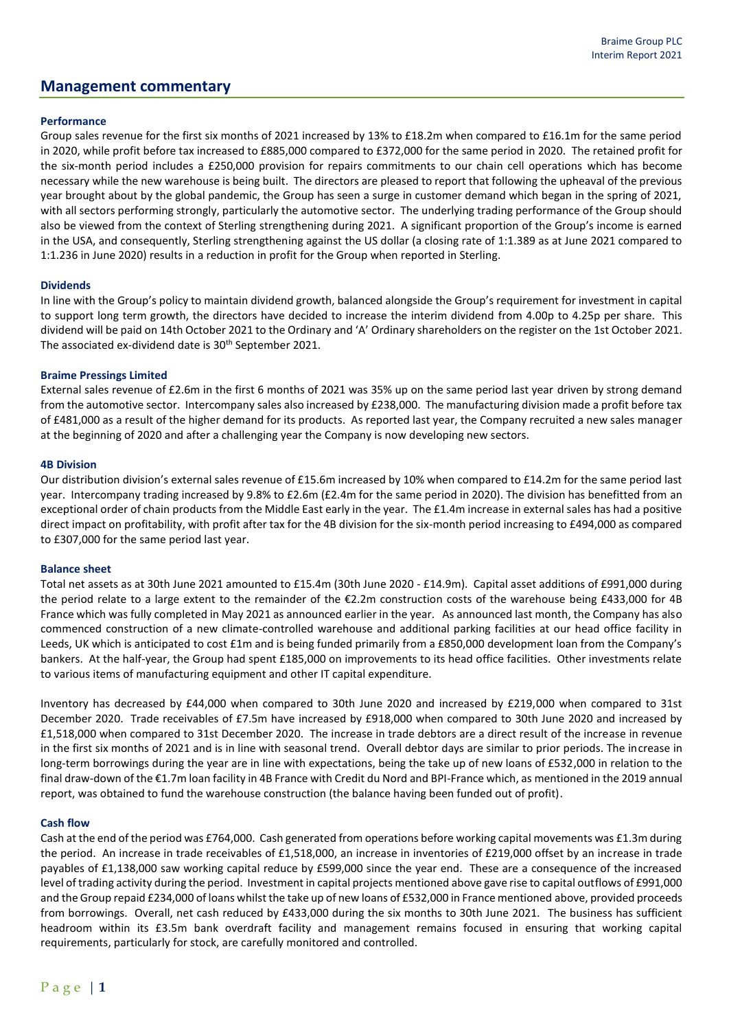## Management commentary

### Performance

Group sales revenue for the first six months of 2021 increased by 13% to £18.2m when compared to £16.1m for the same period in 2020, while profit before tax increased to £885,000 compared to £372,000 for the same period in 2020. The retained profit for the six-month period includes a £250,000 provision for repairs commitments to our chain cell operations which has become necessary while the new warehouse is being built. The directors are pleased to report that following the upheaval of the previous year brought about by the global pandemic, the Group has seen a surge in customer demand which began in the spring of 2021, with all sectors performing strongly, particularly the automotive sector. The underlying trading performance of the Group should also be viewed from the context of Sterling strengthening during 2021. A significant proportion of the Group's income is earned in the USA, and consequently, Sterling strengthening against the US dollar (a closing rate of 1:1.389 as at June 2021 compared to 1:1.236 in June 2020) results in a reduction in profit for the Group when reported in Sterling.

### Dividends

In line with the Group's policy to maintain dividend growth, balanced alongside the Group's requirement for investment in capital to support long term growth, the directors have decided to increase the interim dividend from 4.00p to 4.25p per share. This dividend will be paid on 14th October 2021 to the Ordinary and 'A' Ordinary shareholders on the register on the 1st October 2021. The associated ex-dividend date is 30th September 2021.

### Braime Pressings Limited

External sales revenue of £2.6m in the first 6 months of 2021 was 35% up on the same period last year driven by strong demand from the automotive sector. Intercompany sales also increased by £238,000. The manufacturing division made a profit before tax of £481,000 as a result of the higher demand for its products. As reported last year, the Company recruited a new sales manager at the beginning of 2020 and after a challenging year the Company is now developing new sectors.

### 4B Division

Our distribution division's external sales revenue of £15.6m increased by 10% when compared to £14.2m for the same period last year. Intercompany trading increased by 9.8% to £2.6m (£2.4m for the same period in 2020). The division has benefitted from an exceptional order of chain products from the Middle East early in the year. The £1.4m increase in external sales has had a positive direct impact on profitability, with profit after tax for the 4B division for the six-month period increasing to £494,000 as compared to £307,000 for the same period last year.

### Balance sheet

Total net assets as at 30th June 2021 amounted to £15.4m (30th June 2020 - £14.9m). Capital asset additions of £991,000 during the period relate to a large extent to the remainder of the €2.2m construction costs of the warehouse being £433,000 for 4B France which was fully completed in May 2021 as announced earlier in the year. As announced last month, the Company has also commenced construction of a new climate-controlled warehouse and additional parking facilities at our head office facility in Leeds, UK which is anticipated to cost £1m and is being funded primarily from a £850,000 development loan from the Company's bankers. At the half-year, the Group had spent £185,000 on improvements to its head office facilities. Other investments relate to various items of manufacturing equipment and other IT capital expenditure.

Inventory has decreased by £44,000 when compared to 30th June 2020 and increased by £219,000 when compared to 31st December 2020. Trade receivables of £7.5m have increased by £918,000 when compared to 30th June 2020 and increased by £1,518,000 when compared to 31st December 2020. The increase in trade debtors are a direct result of the increase in revenue in the first six months of 2021 and is in line with seasonal trend. Overall debtor days are similar to prior periods. The increase in long-term borrowings during the year are in line with expectations, being the take up of new loans of £532,000 in relation to the final draw-down of the €1.7m loan facility in 4B France with Credit du Nord and BPI-France which, as mentioned in the 2019 annual report, was obtained to fund the warehouse construction (the balance having been funded out of profit).

### Cash flow

Cash at the end of the period was £764,000. Cash generated from operations before working capital movements was £1.3m during the period. An increase in trade receivables of £1,518,000, an increase in inventories of £219,000 offset by an increase in trade payables of £1,138,000 saw working capital reduce by £599,000 since the year end. These are a consequence of the increased level of trading activity during the period. Investment in capital projects mentioned above gave rise to capital outflows of £991,000 and the Group repaid £234,000 of loans whilst the take up of new loans of £532,000 in France mentioned above, provided proceeds from borrowings. Overall, net cash reduced by £433,000 during the six months to 30th June 2021. The business has sufficient headroom within its £3.5m bank overdraft facility and management remains focused in ensuring that working capital requirements, particularly for stock, are carefully monitored and controlled.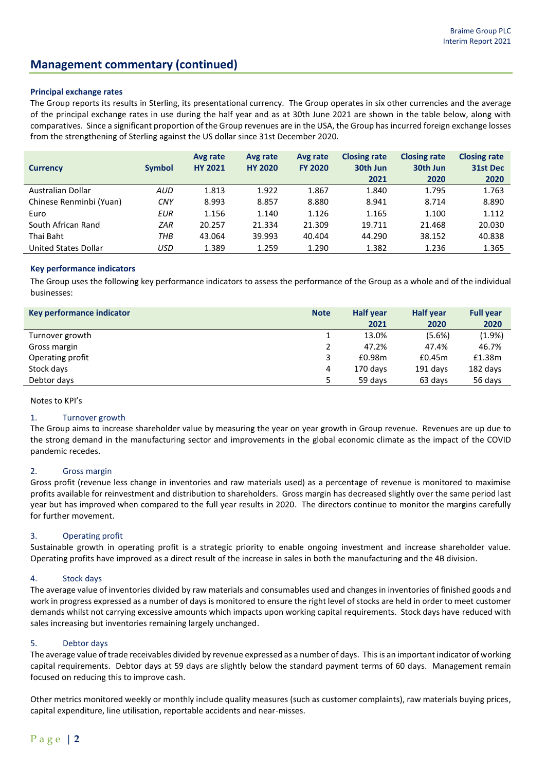## Management commentary (continued)

### Principal exchange rates

The Group reports its results in Sterling, its presentational currency. The Group operates in six other currencies and the average of the principal exchange rates in use during the half year and as at 30th June 2021 are shown in the table below, along with comparatives. Since a significant proportion of the Group revenues are in the USA, the Group has incurred foreign exchange losses from the strengthening of Sterling against the US dollar since 31st December 2020.

| Currency | Symbol | Avg rate HY 2021 | Avg rate HY 2020 | Avg rate FY 2020 | Closing rate 30th Jun 2021 | Closing rate 30th Jun 2020 | Closing rate 31st Dec 2020 |
|---|---|---|---|---|---|---|---|
| Australian Dollar | *AUD* | 1.813 | 1.922 | 1.867 | 1.840 | 1.795 | 1.763 |
| Chinese Renminbi (Yuan) | *CNY* | 8.993 | 8.857 | 8.880 | 8.941 | 8.714 | 8.890 |
| Euro | *EUR* | 1.156 | 1.140 | 1.126 | 1.165 | 1.100 | 1.112 |
| South African Rand | *ZAR* | 20.257 | 21.334 | 21.309 | 19.711 | 21.468 | 20.030 |
| Thai Baht | *THB* | 43.064 | 39.993 | 40.404 | 44.290 | 38.152 | 40.838 |
| United States Dollar | *USD* | 1.389 | 1.259 | 1.290 | 1.382 | 1.236 | 1.365 |

### Key performance indicators

The Group uses the following key performance indicators to assess the performance of the Group as a whole and of the individual businesses:

| Key performance indicator | Note | Half year 2021 | Half year 2020 | Full year 2020 |
|---|---|---|---|---|
| Turnover growth | 1 | 13.0% | (5.6%) | (1.9%) |
| Gross margin | 2 | 47.2% | 47.4% | 46.7% |
| Operating profit | 3 | £0.98m | £0.45m | £1.38m |
| Stock days | 4 | 170 days | 191 days | 182 days |
| Debtor days | 5 | 59 days | 63 days | 56 days |

Notes to KPI's

1. Turnover growth

The Group aims to increase shareholder value by measuring the year on year growth in Group revenue. Revenues are up due to the strong demand in the manufacturing sector and improvements in the global economic climate as the impact of the COVID pandemic recedes.

2. Gross margin

Gross profit (revenue less change in inventories and raw materials used) as a percentage of revenue is monitored to maximise profits available for reinvestment and distribution to shareholders. Gross margin has decreased slightly over the same period last year but has improved when compared to the full year results in 2020. The directors continue to monitor the margins carefully for further movement.

3. Operating profit

Sustainable growth in operating profit is a strategic priority to enable ongoing investment and increase shareholder value. Operating profits have improved as a direct result of the increase in sales in both the manufacturing and the 4B division.

4. Stock days

The average value of inventories divided by raw materials and consumables used and changes in inventories of finished goods and work in progress expressed as a number of days is monitored to ensure the right level of stocks are held in order to meet customer demands whilst not carrying excessive amounts which impacts upon working capital requirements. Stock days have reduced with sales increasing but inventories remaining largely unchanged.

5. Debtor days

The average value of trade receivables divided by revenue expressed as a number of days. This is an important indicator of working capital requirements. Debtor days at 59 days are slightly below the standard payment terms of 60 days. Management remain focused on reducing this to improve cash.

Other metrics monitored weekly or monthly include quality measures (such as customer complaints), raw materials buying prices, capital expenditure, line utilisation, reportable accidents and near-misses.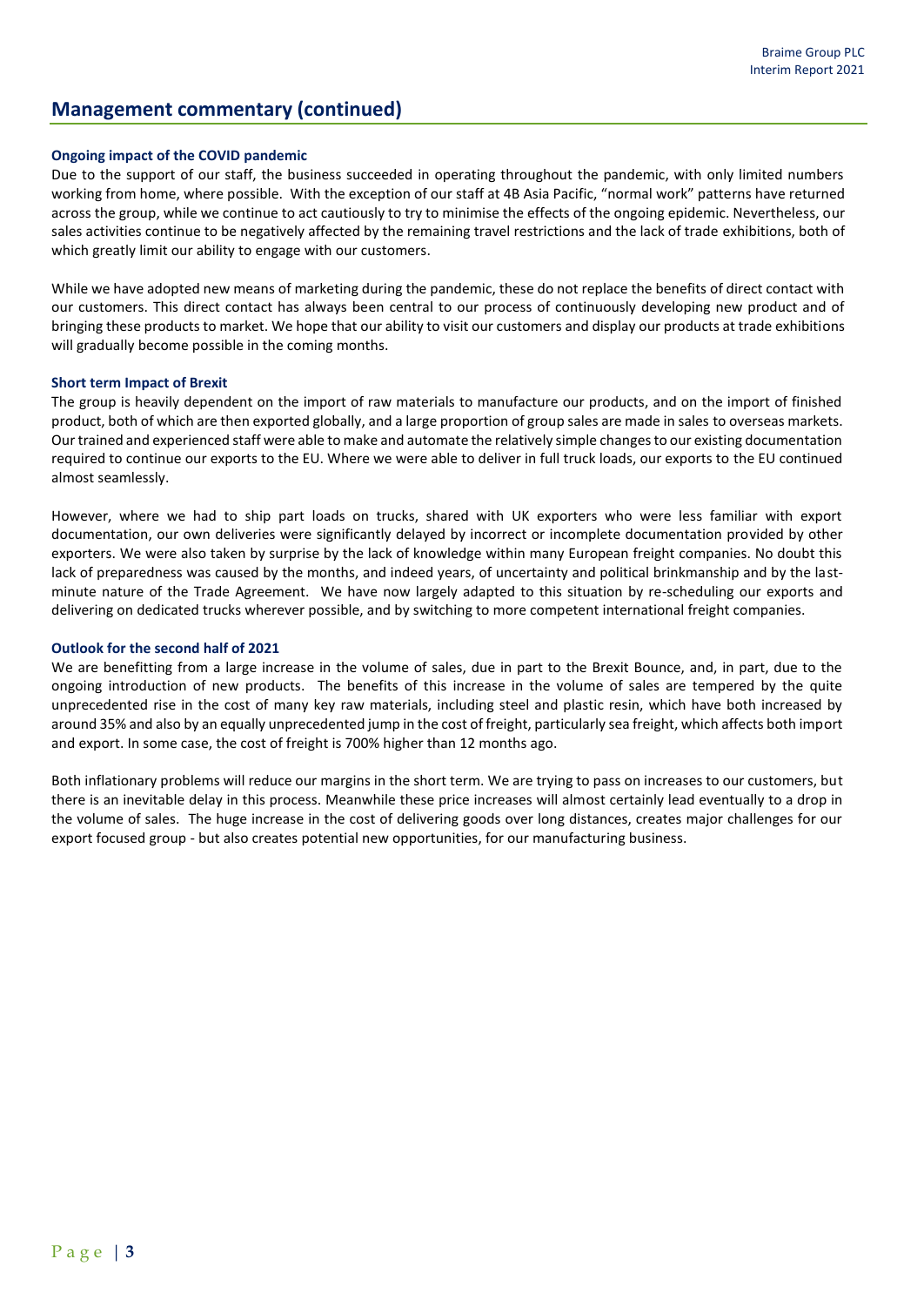## Management commentary (continued)

### Ongoing impact of the COVID pandemic

Due to the support of our staff, the business succeeded in operating throughout the pandemic, with only limited numbers working from home, where possible. With the exception of our staff at 4B Asia Pacific, "normal work" patterns have returned across the group, while we continue to act cautiously to try to minimise the effects of the ongoing epidemic. Nevertheless, our sales activities continue to be negatively affected by the remaining travel restrictions and the lack of trade exhibitions, both of which greatly limit our ability to engage with our customers.

While we have adopted new means of marketing during the pandemic, these do not replace the benefits of direct contact with our customers. This direct contact has always been central to our process of continuously developing new product and of bringing these products to market. We hope that our ability to visit our customers and display our products at trade exhibitions will gradually become possible in the coming months.

### Short term Impact of Brexit

The group is heavily dependent on the import of raw materials to manufacture our products, and on the import of finished product, both of which are then exported globally, and a large proportion of group sales are made in sales to overseas markets. Our trained and experienced staff were able to make and automate the relatively simple changes to our existing documentation required to continue our exports to the EU. Where we were able to deliver in full truck loads, our exports to the EU continued almost seamlessly.

However, where we had to ship part loads on trucks, shared with UK exporters who were less familiar with export documentation, our own deliveries were significantly delayed by incorrect or incomplete documentation provided by other exporters. We were also taken by surprise by the lack of knowledge within many European freight companies. No doubt this lack of preparedness was caused by the months, and indeed years, of uncertainty and political brinkmanship and by the last-minute nature of the Trade Agreement. We have now largely adapted to this situation by re-scheduling our exports and delivering on dedicated trucks wherever possible, and by switching to more competent international freight companies.

### Outlook for the second half of 2021

We are benefitting from a large increase in the volume of sales, due in part to the Brexit Bounce, and, in part, due to the ongoing introduction of new products. The benefits of this increase in the volume of sales are tempered by the quite unprecedented rise in the cost of many key raw materials, including steel and plastic resin, which have both increased by around 35% and also by an equally unprecedented jump in the cost of freight, particularly sea freight, which affects both import and export. In some case, the cost of freight is 700% higher than 12 months ago.

Both inflationary problems will reduce our margins in the short term. We are trying to pass on increases to our customers, but there is an inevitable delay in this process. Meanwhile these price increases will almost certainly lead eventually to a drop in the volume of sales. The huge increase in the cost of delivering goods over long distances, creates major challenges for our export focused group - but also creates potential new opportunities, for our manufacturing business.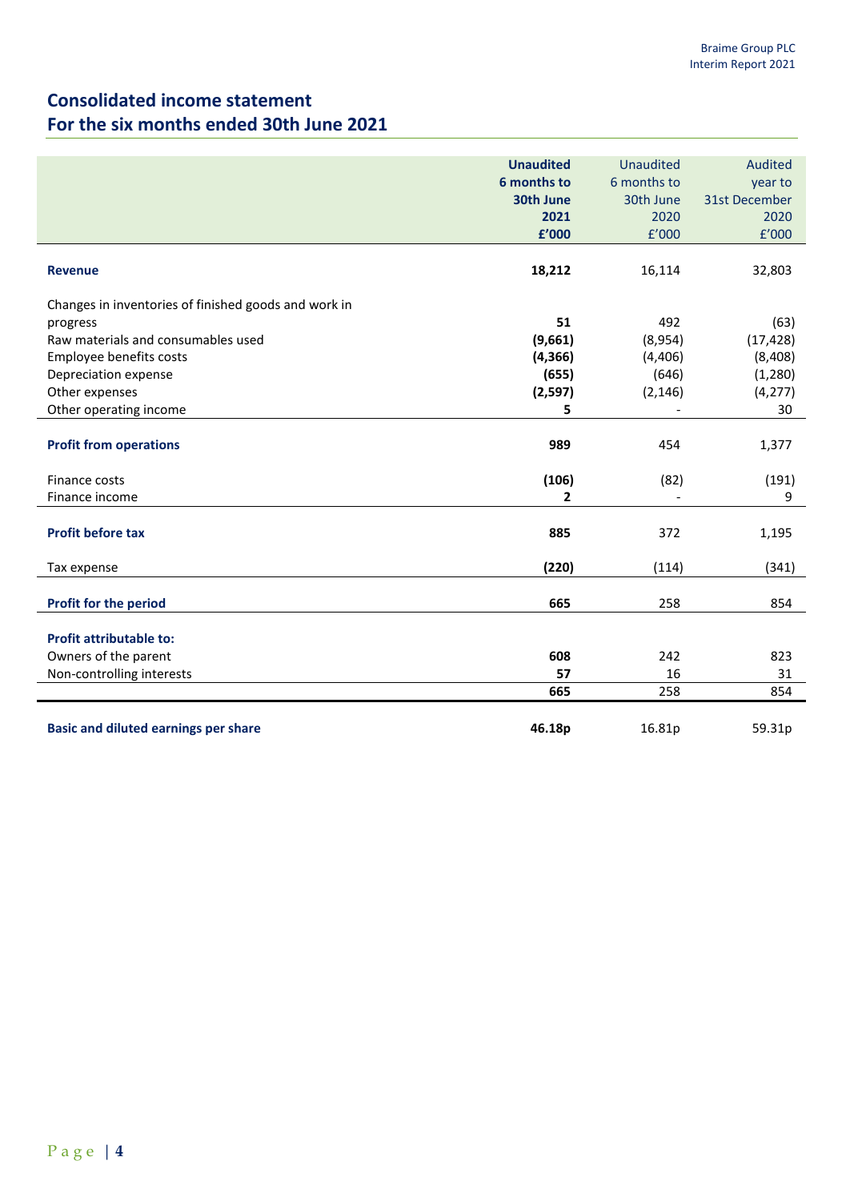# Consolidated income statement
## For the six months ended 30th June 2021

| | **Unaudited 6 months to 30th June 2021 £'000** | Unaudited 6 months to 30th June 2020 £'000 | Audited year to 31st December 2020 £'000 |
|---|---|---|---|
| **Revenue** | **18,212** | 16,114 | 32,803 |
| Changes in inventories of finished goods and work in progress | **51** | 492 | (63) |
| Raw materials and consumables used | **(9,661)** | (8,954) | (17,428) |
| Employee benefits costs | **(4,366)** | (4,406) | (8,408) |
| Depreciation expense | **(655)** | (646) | (1,280) |
| Other expenses | **(2,597)** | (2,146) | (4,277) |
| Other operating income | **5** | - | 30 |
| **Profit from operations** | **989** | 454 | 1,377 |
| Finance costs | **(106)** | (82) | (191) |
| Finance income | **2** | - | 9 |
| **Profit before tax** | **885** | 372 | 1,195 |
| Tax expense | **(220)** | (114) | (341) |
| **Profit for the period** | **665** | 258 | 854 |
| **Profit attributable to:** | | | |
| Owners of the parent | **608** | 242 | 823 |
| Non-controlling interests | **57** | 16 | 31 |
| | **665** | 258 | 854 |
| **Basic and diluted earnings per share** | **46.18p** | 16.81p | 59.31p |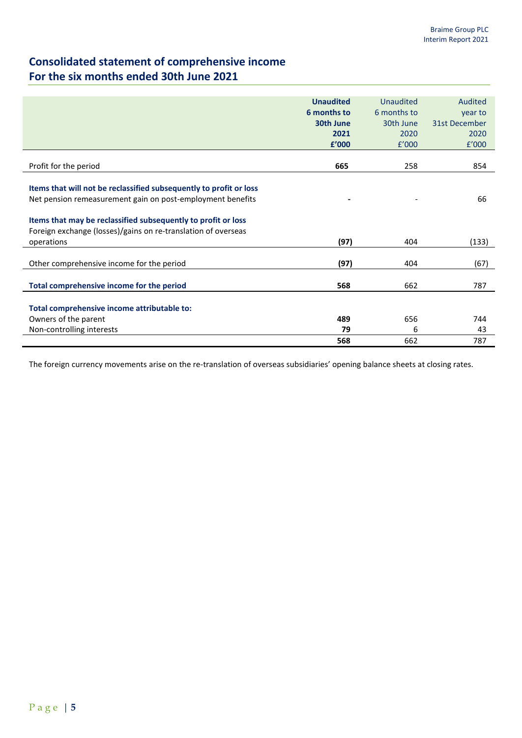# Consolidated statement of comprehensive income
## For the six months ended 30th June 2021

| | **Unaudited 6 months to 30th June 2021 £'000** | Unaudited 6 months to 30th June 2020 £'000 | Audited year to 31st December 2020 £'000 |
|---|---|---|---|
| Profit for the period | **665** | 258 | 854 |
| **Items that will not be reclassified subsequently to profit or loss** | | | |
| Net pension remeasurement gain on post-employment benefits | **-** | - | 66 |
| **Items that may be reclassified subsequently to profit or loss** | | | |
| Foreign exchange (losses)/gains on re-translation of overseas operations | **(97)** | 404 | (133) |
| Other comprehensive income for the period | **(97)** | 404 | (67) |
| **Total comprehensive income for the period** | **568** | 662 | 787 |
| **Total comprehensive income attributable to:** | | | |
| Owners of the parent | **489** | 656 | 744 |
| Non-controlling interests | **79** | 6 | 43 |
| | **568** | 662 | 787 |

The foreign currency movements arise on the re-translation of overseas subsidiaries' opening balance sheets at closing rates.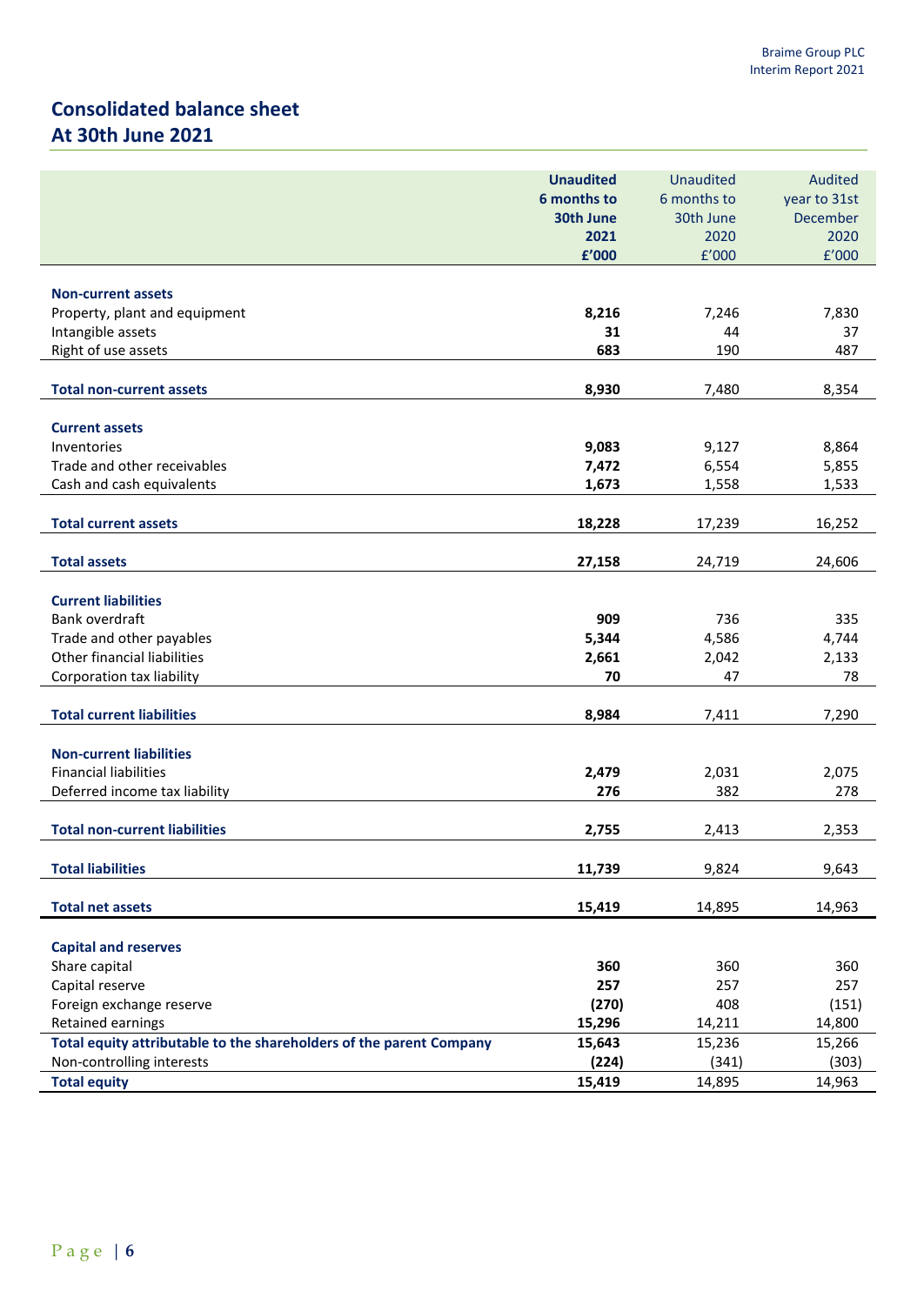## Consolidated balance sheet
## At 30th June 2021

| | Unaudited 6 months to 30th June 2021 £'000 | Unaudited 6 months to 30th June 2020 £'000 | Audited year to 31st December 2020 £'000 |
|---|---|---|---|
| **Non-current assets** | | | |
| Property, plant and equipment | **8,216** | 7,246 | 7,830 |
| Intangible assets | **31** | 44 | 37 |
| Right of use assets | **683** | 190 | 487 |
| **Total non-current assets** | **8,930** | 7,480 | 8,354 |
| **Current assets** | | | |
| Inventories | **9,083** | 9,127 | 8,864 |
| Trade and other receivables | **7,472** | 6,554 | 5,855 |
| Cash and cash equivalents | **1,673** | 1,558 | 1,533 |
| **Total current assets** | **18,228** | 17,239 | 16,252 |
| **Total assets** | **27,158** | 24,719 | 24,606 |
| **Current liabilities** | | | |
| Bank overdraft | **909** | 736 | 335 |
| Trade and other payables | **5,344** | 4,586 | 4,744 |
| Other financial liabilities | **2,661** | 2,042 | 2,133 |
| Corporation tax liability | **70** | 47 | 78 |
| **Total current liabilities** | **8,984** | 7,411 | 7,290 |
| **Non-current liabilities** | | | |
| Financial liabilities | **2,479** | 2,031 | 2,075 |
| Deferred income tax liability | **276** | 382 | 278 |
| **Total non-current liabilities** | **2,755** | 2,413 | 2,353 |
| **Total liabilities** | **11,739** | 9,824 | 9,643 |
| **Total net assets** | **15,419** | 14,895 | 14,963 |
| **Capital and reserves** | | | |
| Share capital | **360** | 360 | 360 |
| Capital reserve | **257** | 257 | 257 |
| Foreign exchange reserve | **(270)** | 408 | (151) |
| Retained earnings | **15,296** | 14,211 | 14,800 |
| **Total equity attributable to the shareholders of the parent Company** | **15,643** | 15,236 | 15,266 |
| Non-controlling interests | **(224)** | (341) | (303) |
| **Total equity** | **15,419** | 14,895 | 14,963 |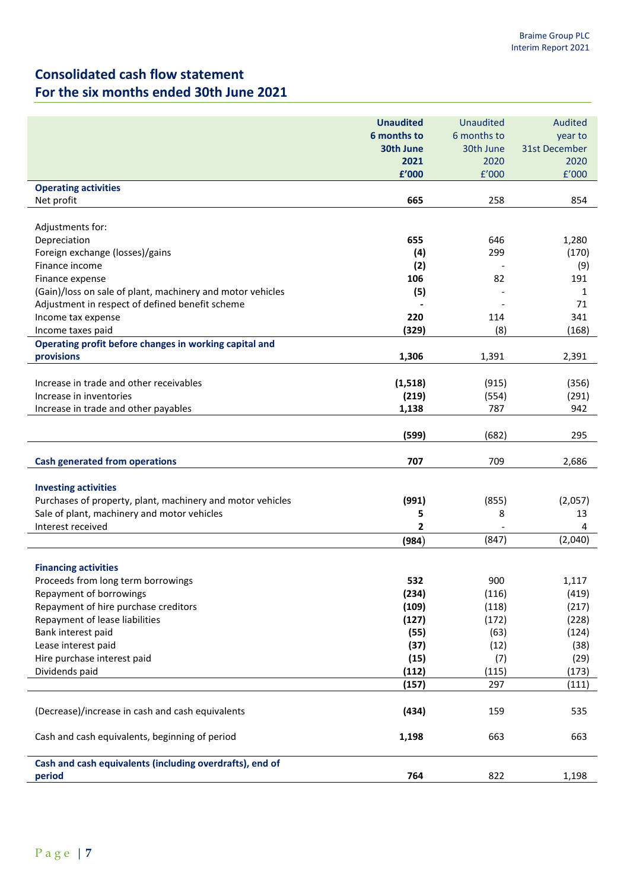# Consolidated cash flow statement
# For the six months ended 30th June 2021

| | **Unaudited 6 months to 30th June 2021 £'000** | Unaudited 6 months to 30th June 2020 £'000 | Audited year to 31st December 2020 £'000 |
|---|---|---|---|
| **Operating activities** | | | |
| Net profit | **665** | 258 | 854 |
| | | | |
| Adjustments for: | | | |
| Depreciation | **655** | 646 | 1,280 |
| Foreign exchange (losses)/gains | **(4)** | 299 | (170) |
| Finance income | **(2)** | - | (9) |
| Finance expense | **106** | 82 | 191 |
| (Gain)/loss on sale of plant, machinery and motor vehicles | **(5)** | - | 1 |
| Adjustment in respect of defined benefit scheme | **-** | - | 71 |
| Income tax expense | **220** | 114 | 341 |
| Income taxes paid | **(329)** | (8) | (168) |
| **Operating profit before changes in working capital and provisions** | **1,306** | 1,391 | 2,391 |
| | | | |
| Increase in trade and other receivables | **(1,518)** | (915) | (356) |
| Increase in inventories | **(219)** | (554) | (291) |
| Increase in trade and other payables | **1,138** | 787 | 942 |
| | **(599)** | (682) | 295 |
| | | | |
| **Cash generated from operations** | **707** | 709 | 2,686 |
| | | | |
| **Investing activities** | | | |
| Purchases of property, plant, machinery and motor vehicles | **(991)** | (855) | (2,057) |
| Sale of plant, machinery and motor vehicles | **5** | 8 | 13 |
| Interest received | **2** | - | 4 |
| | **(984)** | (847) | (2,040) |
| | | | |
| **Financing activities** | | | |
| Proceeds from long term borrowings | **532** | 900 | 1,117 |
| Repayment of borrowings | **(234)** | (116) | (419) |
| Repayment of hire purchase creditors | **(109)** | (118) | (217) |
| Repayment of lease liabilities | **(127)** | (172) | (228) |
| Bank interest paid | **(55)** | (63) | (124) |
| Lease interest paid | **(37)** | (12) | (38) |
| Hire purchase interest paid | **(15)** | (7) | (29) |
| Dividends paid | **(112)** | (115) | (173) |
| | **(157)** | 297 | (111) |
| | | | |
| (Decrease)/increase in cash and cash equivalents | **(434)** | 159 | 535 |
| | | | |
| Cash and cash equivalents, beginning of period | **1,198** | 663 | 663 |
| | | | |
| **Cash and cash equivalents (including overdrafts), end of period** | **764** | 822 | 1,198 |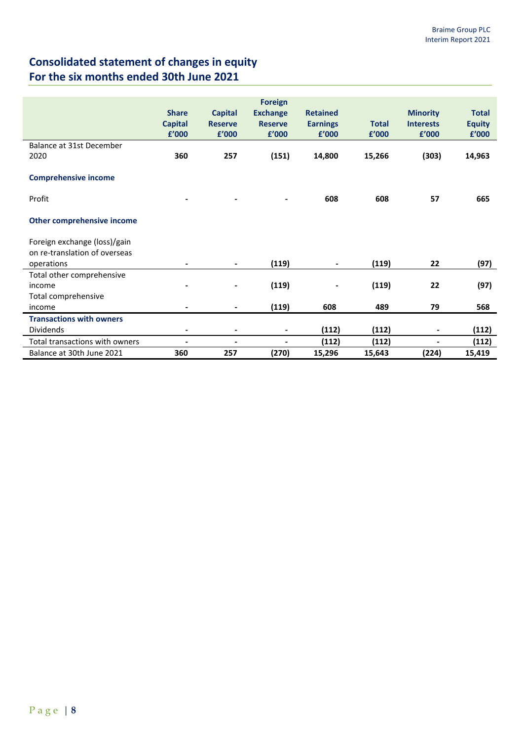# Consolidated statement of changes in equity
# For the six months ended 30th June 2021

| | Share Capital £'000 | Capital Reserve £'000 | Foreign Exchange Reserve £'000 | Retained Earnings £'000 | Total £'000 | Minority Interests £'000 | Total Equity £'000 |
|---|---|---|---|---|---|---|---|
| Balance at 31st December 2020 | **360** | **257** | **(151)** | **14,800** | **15,266** | **(303)** | **14,963** |
| **Comprehensive income** | | | | | | | |
| Profit | **-** | **-** | **-** | **608** | **608** | **57** | **665** |
| **Other comprehensive income** | | | | | | | |
| Foreign exchange (loss)/gain on re-translation of overseas operations | **-** | **-** | **(119)** | **-** | **(119)** | **22** | **(97)** |
| Total other comprehensive income | **-** | **-** | **(119)** | **-** | **(119)** | **22** | **(97)** |
| Total comprehensive income | **-** | **-** | **(119)** | **608** | **489** | **79** | **568** |
| **Transactions with owners** | | | | | | | |
| Dividends | **-** | **-** | **-** | **(112)** | **(112)** | **-** | **(112)** |
| Total transactions with owners | **-** | **-** | **-** | **(112)** | **(112)** | **-** | **(112)** |
| Balance at 30th June 2021 | **360** | **257** | **(270)** | **15,296** | **15,643** | **(224)** | **15,419** |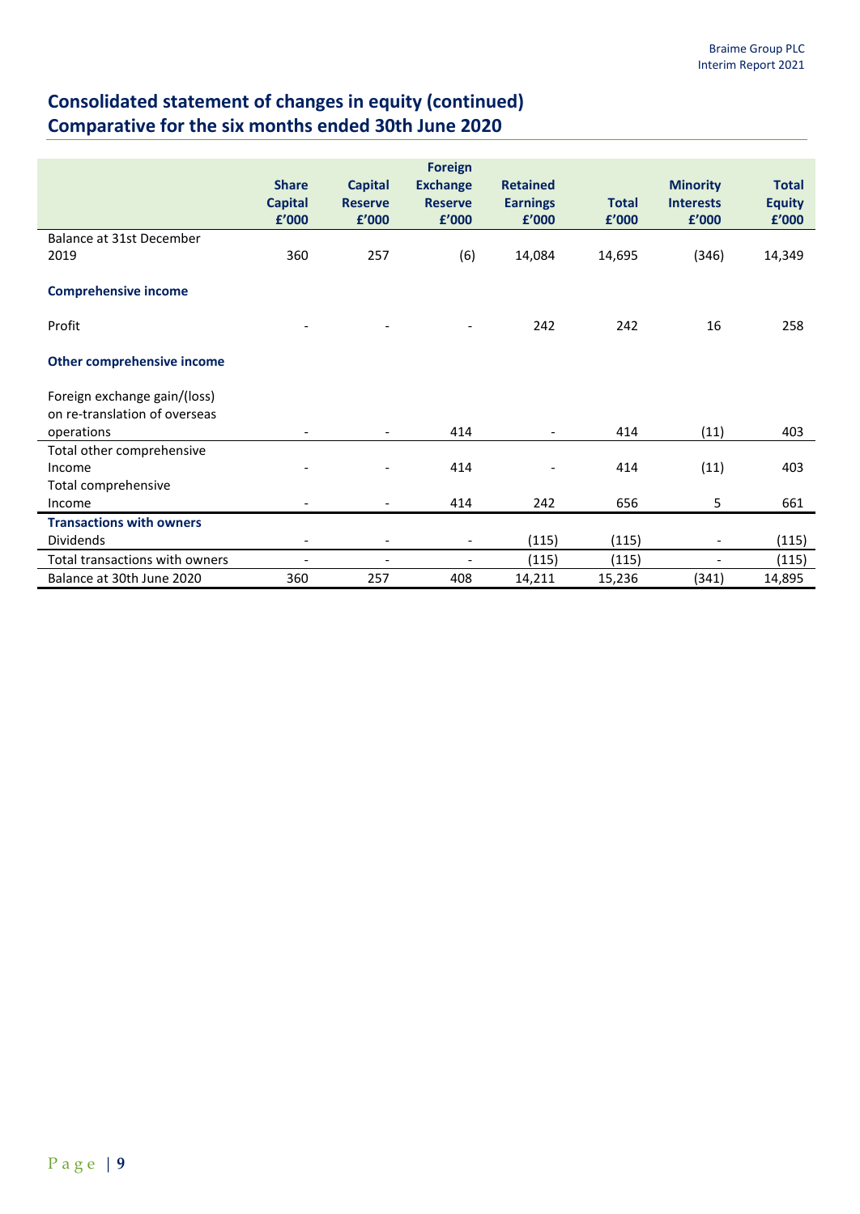## Consolidated statement of changes in equity (continued)
## Comparative for the six months ended 30th June 2020

| | Share Capital £'000 | Capital Reserve £'000 | Foreign Exchange Reserve £'000 | Retained Earnings £'000 | Total £'000 | Minority Interests £'000 | Total Equity £'000 |
|---|---|---|---|---|---|---|---|
| Balance at 31st December 2019 | 360 | 257 | (6) | 14,084 | 14,695 | (346) | 14,349 |
| **Comprehensive income** | | | | | | | |
| Profit | - | - | - | 242 | 242 | 16 | 258 |
| **Other comprehensive income** | | | | | | | |
| Foreign exchange gain/(loss) on re-translation of overseas operations | - | - | 414 | - | 414 | (11) | 403 |
| Total other comprehensive Income | - | - | 414 | - | 414 | (11) | 403 |
| Total comprehensive Income | - | - | 414 | 242 | 656 | 5 | 661 |
| **Transactions with owners** | | | | | | | |
| Dividends | - | - | - | (115) | (115) | - | (115) |
| Total transactions with owners | - | - | - | (115) | (115) | - | (115) |
| Balance at 30th June 2020 | 360 | 257 | 408 | 14,211 | 15,236 | (341) | 14,895 |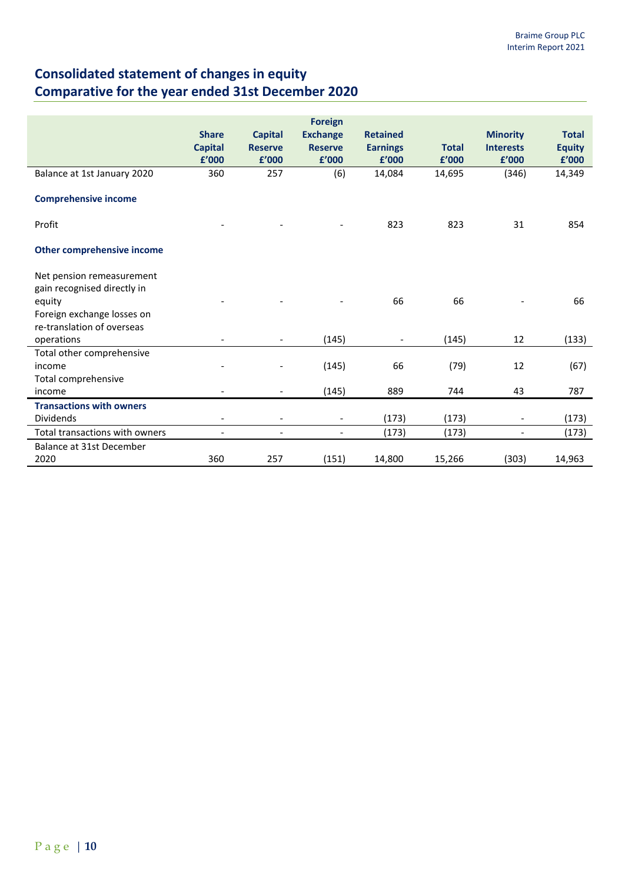# Consolidated statement of changes in equity
# Comparative for the year ended 31st December 2020

| | Share Capital £'000 | Capital Reserve £'000 | Foreign Exchange Reserve £'000 | Retained Earnings £'000 | Total £'000 | Minority Interests £'000 | Total Equity £'000 |
|---|---|---|---|---|---|---|---|
| Balance at 1st January 2020 | 360 | 257 | (6) | 14,084 | 14,695 | (346) | 14,349 |
| **Comprehensive income** | | | | | | | |
| Profit | - | - | - | 823 | 823 | 31 | 854 |
| **Other comprehensive income** | | | | | | | |
| Net pension remeasurement gain recognised directly in equity | - | - | - | 66 | 66 | - | 66 |
| Foreign exchange losses on re-translation of overseas operations | - | - | (145) | - | (145) | 12 | (133) |
| Total other comprehensive income | - | - | (145) | 66 | (79) | 12 | (67) |
| Total comprehensive income | - | - | (145) | 889 | 744 | 43 | 787 |
| **Transactions with owners** | | | | | | | |
| Dividends | - | - | - | (173) | (173) | - | (173) |
| Total transactions with owners | - | - | - | (173) | (173) | - | (173) |
| Balance at 31st December 2020 | 360 | 257 | (151) | 14,800 | 15,266 | (303) | 14,963 |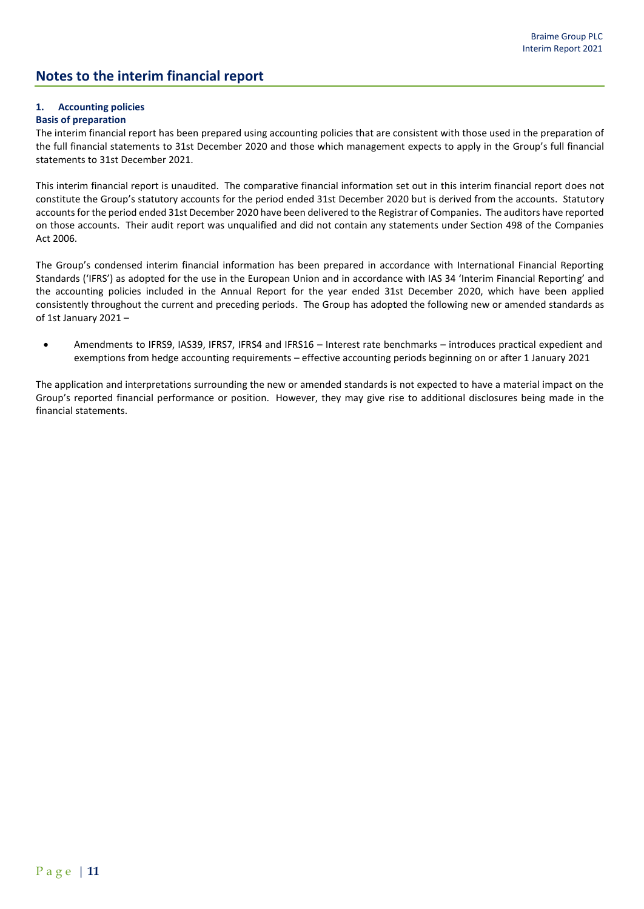# Notes to the interim financial report

## 1. Accounting policies

### Basis of preparation

The interim financial report has been prepared using accounting policies that are consistent with those used in the preparation of the full financial statements to 31st December 2020 and those which management expects to apply in the Group's full financial statements to 31st December 2021.

This interim financial report is unaudited. The comparative financial information set out in this interim financial report does not constitute the Group's statutory accounts for the period ended 31st December 2020 but is derived from the accounts. Statutory accounts for the period ended 31st December 2020 have been delivered to the Registrar of Companies. The auditors have reported on those accounts. Their audit report was unqualified and did not contain any statements under Section 498 of the Companies Act 2006.

The Group's condensed interim financial information has been prepared in accordance with International Financial Reporting Standards ('IFRS') as adopted for the use in the European Union and in accordance with IAS 34 'Interim Financial Reporting' and the accounting policies included in the Annual Report for the year ended 31st December 2020, which have been applied consistently throughout the current and preceding periods. The Group has adopted the following new or amended standards as of 1st January 2021 –

- Amendments to IFRS9, IAS39, IFRS7, IFRS4 and IFRS16 – Interest rate benchmarks – introduces practical expedient and exemptions from hedge accounting requirements – effective accounting periods beginning on or after 1 January 2021

The application and interpretations surrounding the new or amended standards is not expected to have a material impact on the Group's reported financial performance or position. However, they may give rise to additional disclosures being made in the financial statements.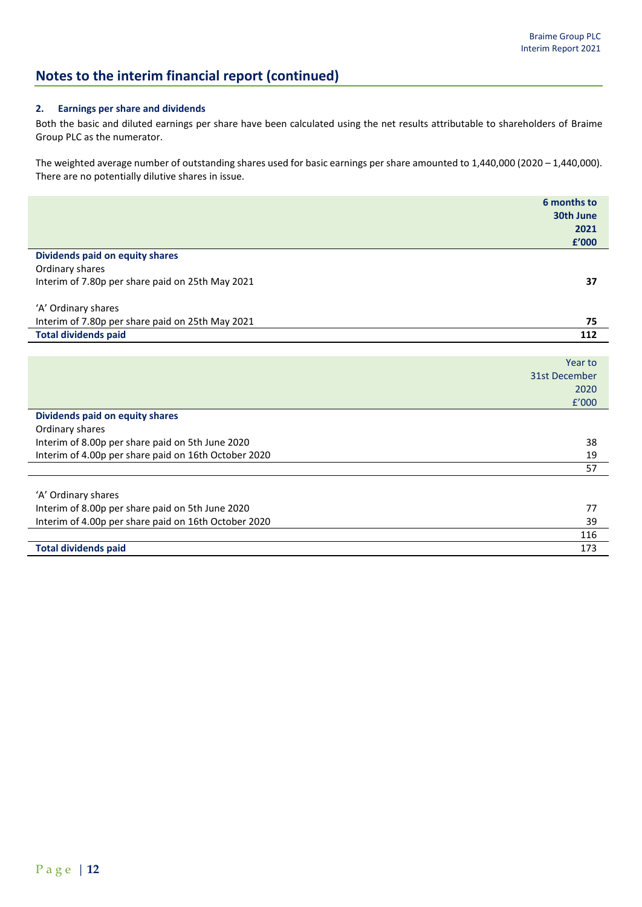# Notes to the interim financial report (continued)

### 2. Earnings per share and dividends

Both the basic and diluted earnings per share have been calculated using the net results attributable to shareholders of Braime Group PLC as the numerator.

The weighted average number of outstanding shares used for basic earnings per share amounted to 1,440,000 (2020 – 1,440,000). There are no potentially dilutive shares in issue.

| | **6 months to 30th June 2021 £'000** |
|---|---|
| **Dividends paid on equity shares** | |
| Ordinary shares | |
| Interim of 7.80p per share paid on 25th May 2021 | **37** |
| | |
| 'A' Ordinary shares | |
| Interim of 7.80p per share paid on 25th May 2021 | **75** |
| **Total dividends paid** | **112** |

| | Year to 31st December 2020 £'000 |
|---|---|
| **Dividends paid on equity shares** | |
| Ordinary shares | |
| Interim of 8.00p per share paid on 5th June 2020 | 38 |
| Interim of 4.00p per share paid on 16th October 2020 | 19 |
| | 57 |
| | |
| 'A' Ordinary shares | |
| Interim of 8.00p per share paid on 5th June 2020 | 77 |
| Interim of 4.00p per share paid on 16th October 2020 | 39 |
| | 116 |
| **Total dividends paid** | 173 |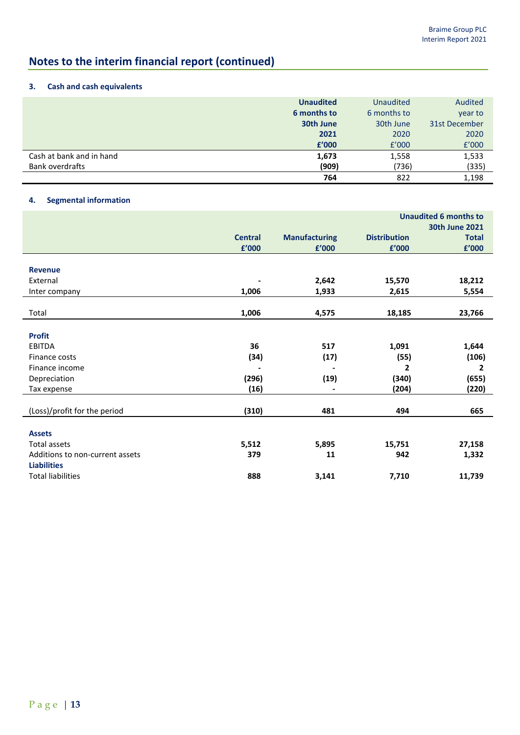## Notes to the interim financial report (continued)

### 3. Cash and cash equivalents

| | **Unaudited 6 months to 30th June 2021 £'000** | Unaudited 6 months to 30th June 2020 £'000 | Audited year to 31st December 2020 £'000 |
|---|---|---|---|
| Cash at bank and in hand | **1,673** | 1,558 | 1,533 |
| Bank overdrafts | **(909)** | (736) | (335) |
| | **764** | 822 | 1,198 |

### 4. Segmental information

| | | | | **Unaudited 6 months to 30th June 2021** |
|---|---|---|---|---|
| | **Central £'000** | **Manufacturing £'000** | **Distribution £'000** | **Total £'000** |
| **Revenue** | | | | |
| External | **-** | **2,642** | **15,570** | **18,212** |
| Inter company | **1,006** | **1,933** | **2,615** | **5,554** |
| Total | **1,006** | **4,575** | **18,185** | **23,766** |
| **Profit** | | | | |
| EBITDA | **36** | **517** | **1,091** | **1,644** |
| Finance costs | **(34)** | **(17)** | **(55)** | **(106)** |
| Finance income | **-** | **-** | **2** | **2** |
| Depreciation | **(296)** | **(19)** | **(340)** | **(655)** |
| Tax expense | **(16)** | **-** | **(204)** | **(220)** |
| (Loss)/profit for the period | **(310)** | **481** | **494** | **665** |
| **Assets** | | | | |
| Total assets | **5,512** | **5,895** | **15,751** | **27,158** |
| Additions to non-current assets | **379** | **11** | **942** | **1,332** |
| **Liabilities** | | | | |
| Total liabilities | **888** | **3,141** | **7,710** | **11,739** |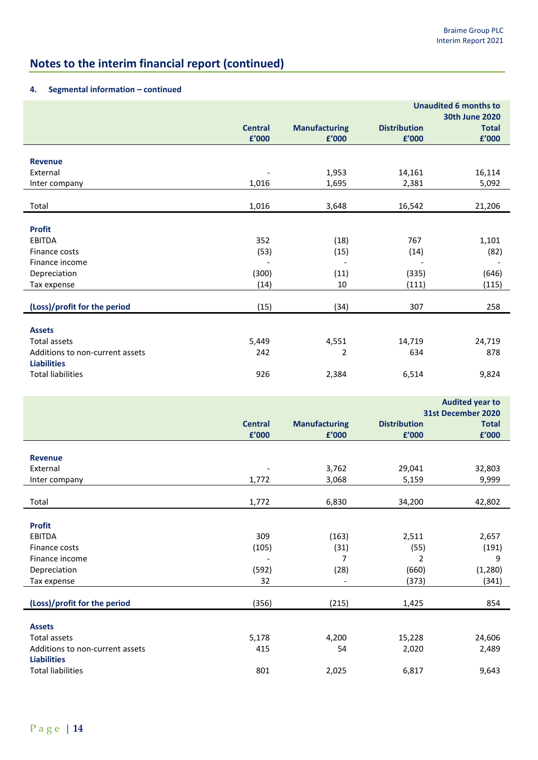## Notes to the interim financial report (continued)

### 4. Segmental information – continued

| | Central £'000 | Manufacturing £'000 | Distribution £'000 | Unaudited 6 months to 30th June 2020 Total £'000 |
|---|---|---|---|---|
| **Revenue** | | | | |
| External | - | 1,953 | 14,161 | 16,114 |
| Inter company | 1,016 | 1,695 | 2,381 | 5,092 |
| Total | 1,016 | 3,648 | 16,542 | 21,206 |
| **Profit** | | | | |
| EBITDA | 352 | (18) | 767 | 1,101 |
| Finance costs | (53) | (15) | (14) | (82) |
| Finance income | - | - | - | - |
| Depreciation | (300) | (11) | (335) | (646) |
| Tax expense | (14) | 10 | (111) | (115) |
| **(Loss)/profit for the period** | (15) | (34) | 307 | 258 |
| **Assets** | | | | |
| Total assets | 5,449 | 4,551 | 14,719 | 24,719 |
| Additions to non-current assets | 242 | 2 | 634 | 878 |
| **Liabilities** | | | | |
| Total liabilities | 926 | 2,384 | 6,514 | 9,824 |

| | Central £'000 | Manufacturing £'000 | Distribution £'000 | Audited year to 31st December 2020 Total £'000 |
|---|---|---|---|---|
| **Revenue** | | | | |
| External | - | 3,762 | 29,041 | 32,803 |
| Inter company | 1,772 | 3,068 | 5,159 | 9,999 |
| Total | 1,772 | 6,830 | 34,200 | 42,802 |
| **Profit** | | | | |
| EBITDA | 309 | (163) | 2,511 | 2,657 |
| Finance costs | (105) | (31) | (55) | (191) |
| Finance income | - | 7 | 2 | 9 |
| Depreciation | (592) | (28) | (660) | (1,280) |
| Tax expense | 32 | - | (373) | (341) |
| **(Loss)/profit for the period** | (356) | (215) | 1,425 | 854 |
| **Assets** | | | | |
| Total assets | 5,178 | 4,200 | 15,228 | 24,606 |
| Additions to non-current assets | 415 | 54 | 2,020 | 2,489 |
| **Liabilities** | | | | |
| Total liabilities | 801 | 2,025 | 6,817 | 9,643 |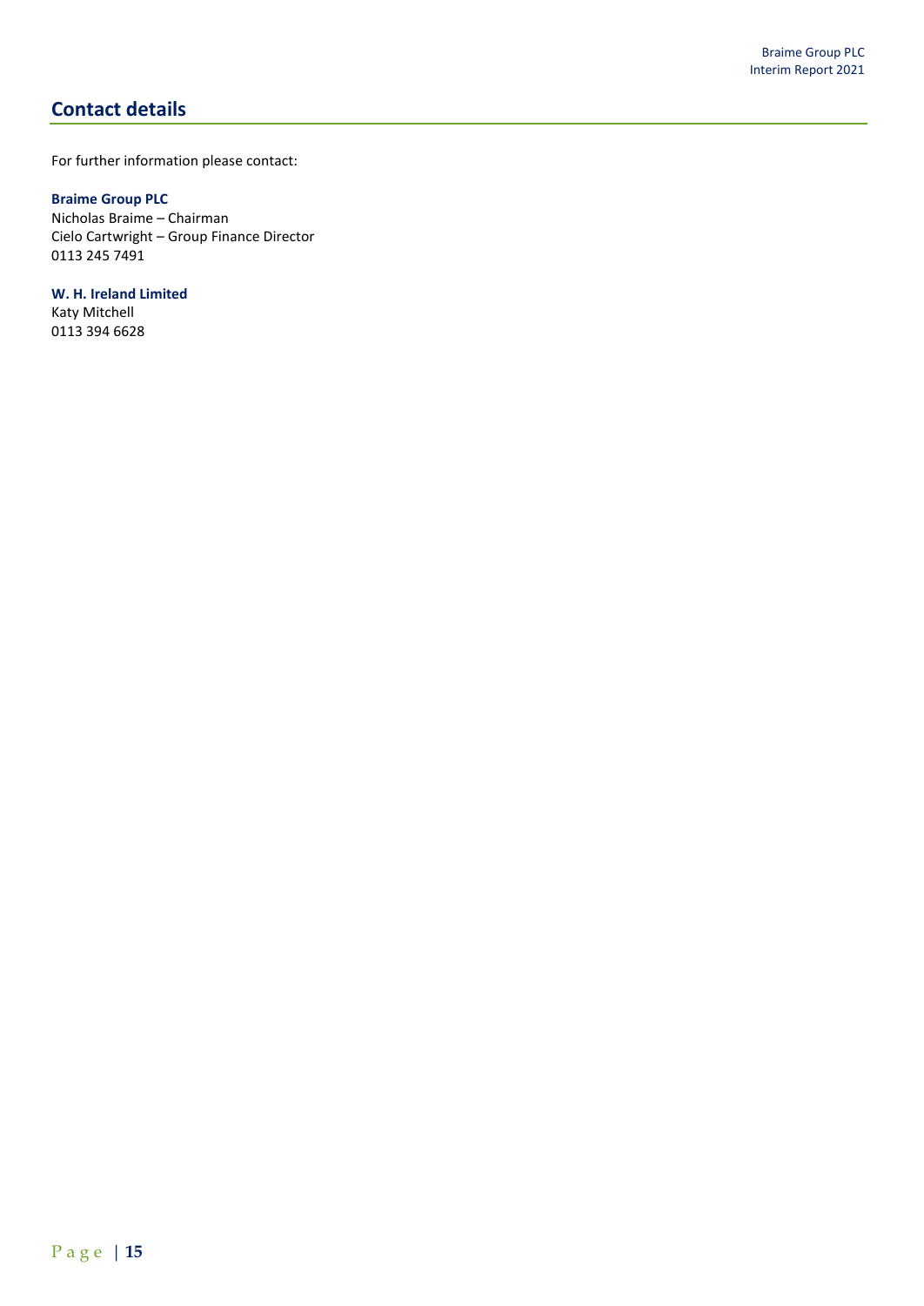## Contact details

For further information please contact:

**Braime Group PLC**
Nicholas Braime – Chairman
Cielo Cartwright – Group Finance Director
0113 245 7491

**W. H. Ireland Limited**
Katy Mitchell
0113 394 6628